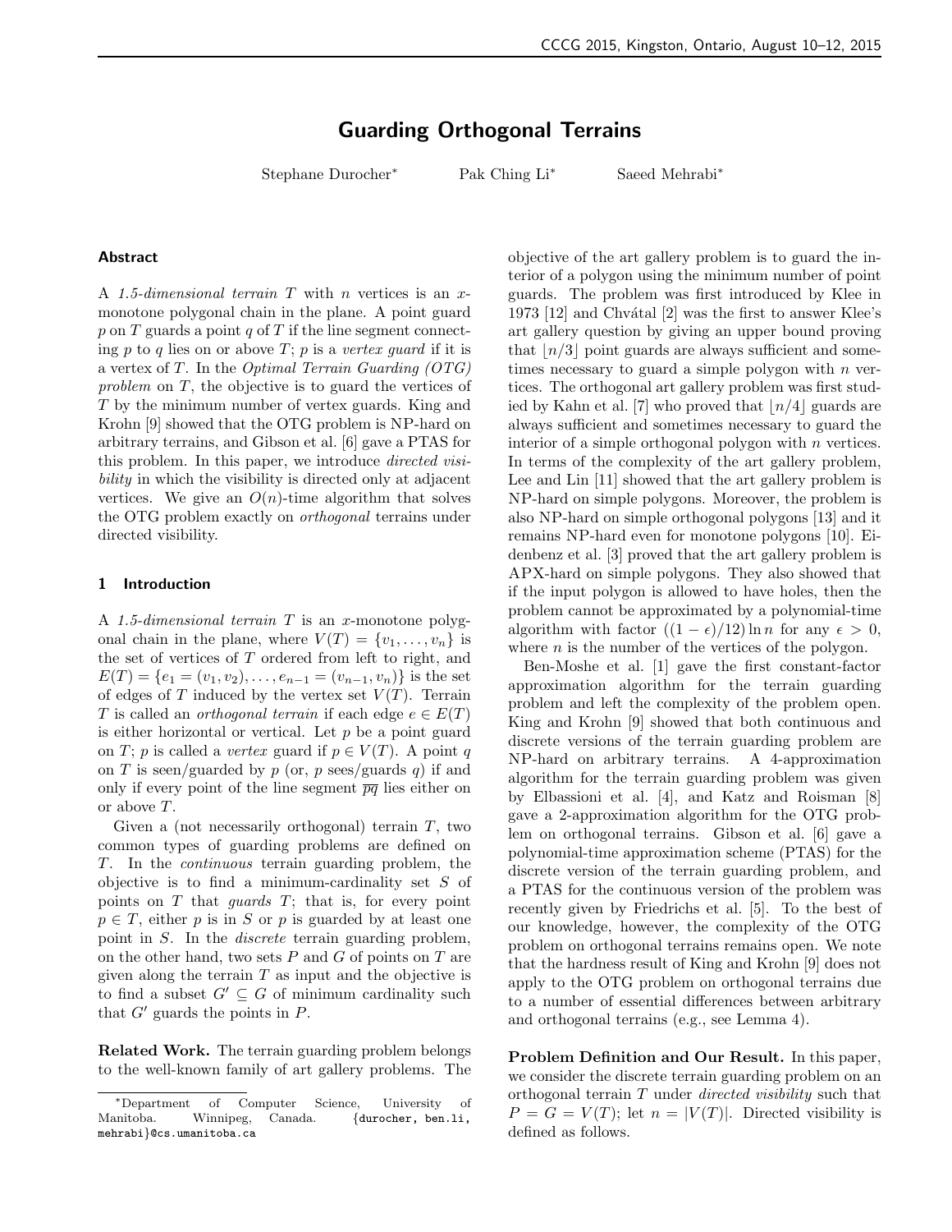# Guarding Orthogonal Terrains

Stephane Durocher* Pak Ching Li* Saeed Mehrabi*

## Abstract

A *1.5-dimensional terrain* $T$ with $n$ vertices is an $x$-monotone polygonal chain in the plane. A point guard $p$ on $T$ guards a point $q$ of $T$ if the line segment connecting $p$ to $q$ lies on or above $T$; $p$ is a *vertex guard* if it is a vertex of $T$. In the *Optimal Terrain Guarding (OTG) problem* on $T$, the objective is to guard the vertices of $T$ by the minimum number of vertex guards. King and Krohn [9] showed that the OTG problem is NP-hard on arbitrary terrains, and Gibson et al. [6] gave a PTAS for this problem. In this paper, we introduce *directed visibility* in which the visibility is directed only at adjacent vertices. We give an $O(n)$-time algorithm that solves the OTG problem exactly on *orthogonal* terrains under directed visibility.

## 1 Introduction

A *1.5-dimensional terrain* $T$ is an $x$-monotone polygonal chain in the plane, where $V(T) = \{v_1, \ldots, v_n\}$ is the set of vertices of $T$ ordered from left to right, and $E(T) = \{e_1 = (v_1, v_2), \ldots, e_{n-1} = (v_{n-1}, v_n)\}$ is the set of edges of $T$ induced by the vertex set $V(T)$. Terrain $T$ is called an *orthogonal terrain* if each edge $e \in E(T)$ is either horizontal or vertical. Let $p$ be a point guard on $T$; $p$ is called a *vertex* guard if $p \in V(T)$. A point $q$ on $T$ is seen/guarded by $p$ (or, $p$ sees/guards $q$) if and only if every point of the line segment $\overline{pq}$ lies either on or above $T$.

Given a (not necessarily orthogonal) terrain $T$, two common types of guarding problems are defined on $T$. In the *continuous* terrain guarding problem, the objective is to find a minimum-cardinality set $S$ of points on $T$ that *guards* $T$; that is, for every point $p \in T$, either $p$ is in $S$ or $p$ is guarded by at least one point in $S$. In the *discrete* terrain guarding problem, on the other hand, two sets $P$ and $G$ of points on $T$ are given along the terrain $T$ as input and the objective is to find a subset $G' \subseteq G$ of minimum cardinality such that $G'$ guards the points in $P$.

**Related Work.** The terrain guarding problem belongs to the well-known family of art gallery problems. The objective of the art gallery problem is to guard the interior of a polygon using the minimum number of point guards. The problem was first introduced by Klee in 1973 [12] and Chvátal [2] was the first to answer Klee's art gallery question by giving an upper bound proving that $\lfloor n/3 \rfloor$ point guards are always sufficient and sometimes necessary to guard a simple polygon with $n$ vertices. The orthogonal art gallery problem was first studied by Kahn et al. [7] who proved that $\lfloor n/4 \rfloor$ guards are always sufficient and sometimes necessary to guard the interior of a simple orthogonal polygon with $n$ vertices. In terms of the complexity of the art gallery problem, Lee and Lin [11] showed that the art gallery problem is NP-hard on simple polygons. Moreover, the problem is also NP-hard on simple orthogonal polygons [13] and it remains NP-hard even for monotone polygons [10]. Eidenbenz et al. [3] proved that the art gallery problem is APX-hard on simple polygons. They also showed that if the input polygon is allowed to have holes, then the problem cannot be approximated by a polynomial-time algorithm with factor $((1-\epsilon)/12)\ln n$ for any $\epsilon > 0$, where $n$ is the number of the vertices of the polygon.

Ben-Moshe et al. [1] gave the first constant-factor approximation algorithm for the terrain guarding problem and left the complexity of the problem open. King and Krohn [9] showed that both continuous and discrete versions of the terrain guarding problem are NP-hard on arbitrary terrains. A 4-approximation algorithm for the terrain guarding problem was given by Elbassioni et al. [4], and Katz and Roisman [8] gave a 2-approximation algorithm for the OTG problem on orthogonal terrains. Gibson et al. [6] gave a polynomial-time approximation scheme (PTAS) for the discrete version of the terrain guarding problem, and a PTAS for the continuous version of the problem was recently given by Friedrichs et al. [5]. To the best of our knowledge, however, the complexity of the OTG problem on orthogonal terrains remains open. We note that the hardness result of King and Krohn [9] does not apply to the OTG problem on orthogonal terrains due to a number of essential differences between arbitrary and orthogonal terrains (e.g., see Lemma 4).

**Problem Definition and Our Result.** In this paper, we consider the discrete terrain guarding problem on an orthogonal terrain $T$ under *directed visibility* such that $P = G = V(T)$; let $n = |V(T)|$. Directed visibility is defined as follows.

*Department of Computer Science, University of Manitoba. Winnipeg, Canada. {durocher, ben.li, mehrabi}@cs.umanitoba.ca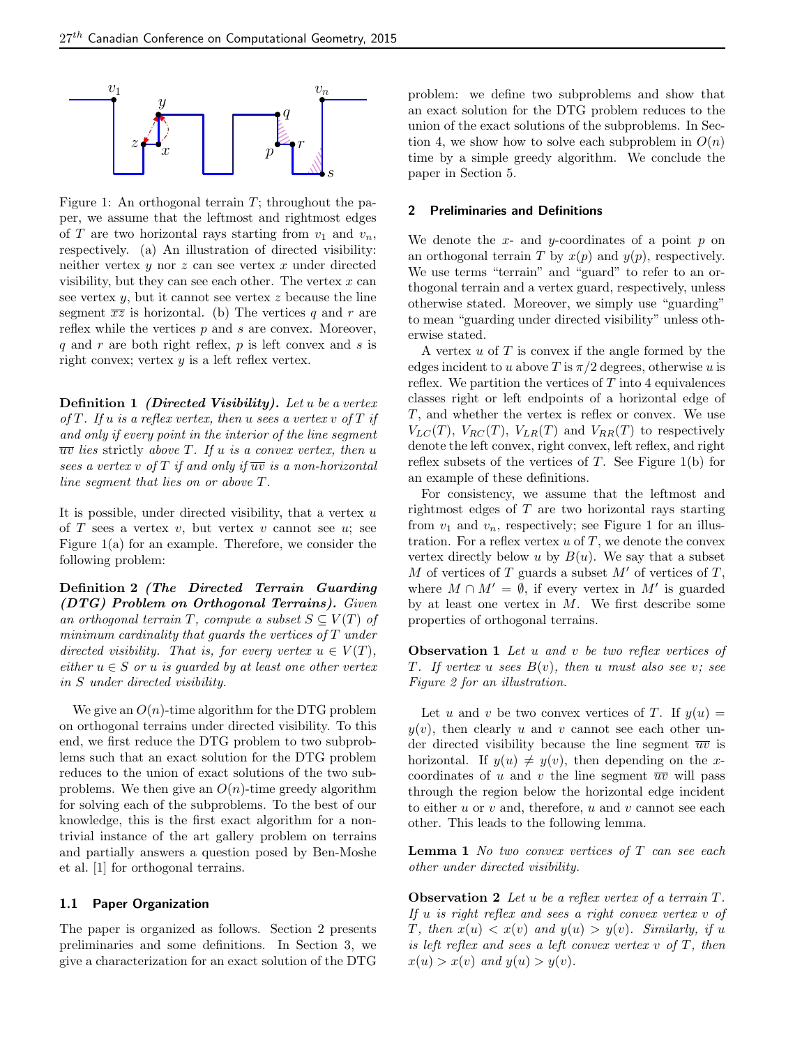Figure 1: An orthogonal terrain $T$; throughout the paper, we assume that the leftmost and rightmost edges of $T$ are two horizontal rays starting from $v_1$ and $v_n$, respectively. (a) An illustration of directed visibility: neither vertex $y$ nor $z$ can see vertex $x$ under directed visibility, but they can see each other. The vertex $x$ can see vertex $y$, but it cannot see vertex $z$ because the line segment $\overline{xz}$ is horizontal. (b) The vertices $q$ and $r$ are reflex while the vertices $p$ and $s$ are convex. Moreover, $q$ and $r$ are both right reflex, $p$ is left convex and $s$ is right convex; vertex $y$ is a left reflex vertex.

**Definition 1** ***(Directed Visibility).*** *Let $u$ be a vertex of $T$. If $u$ is a reflex vertex, then $u$ sees a vertex $v$ of $T$ if and only if every point in the interior of the line segment $\overline{uv}$ lies* strictly *above $T$. If $u$ is a convex vertex, then $u$ sees a vertex $v$ of $T$ if and only if $\overline{uv}$ is a non-horizontal line segment that lies on or above $T$.*

It is possible, under directed visibility, that a vertex $u$ of $T$ sees a vertex $v$, but vertex $v$ cannot see $u$; see Figure 1(a) for an example. Therefore, we consider the following problem:

**Definition 2** ***(The Directed Terrain Guarding (DTG) Problem on Orthogonal Terrains).*** *Given an orthogonal terrain $T$, compute a subset $S \subseteq V(T)$ of minimum cardinality that guards the vertices of $T$ under directed visibility. That is, for every vertex $u \in V(T)$, either $u \in S$ or $u$ is guarded by at least one other vertex in $S$ under directed visibility.*

We give an $O(n)$-time algorithm for the DTG problem on orthogonal terrains under directed visibility. To this end, we first reduce the DTG problem to two subproblems such that an exact solution for the DTG problem reduces to the union of exact solutions of the two subproblems. We then give an $O(n)$-time greedy algorithm for solving each of the subproblems. To the best of our knowledge, this is the first exact algorithm for a nontrivial instance of the art gallery problem on terrains and partially answers a question posed by Ben-Moshe et al. [1] for orthogonal terrains.

### 1.1 Paper Organization

The paper is organized as follows. Section 2 presents preliminaries and some definitions. In Section 3, we give a characterization for an exact solution of the DTG problem: we define two subproblems and show that an exact solution for the DTG problem reduces to the union of the exact solutions of the subproblems. In Section 4, we show how to solve each subproblem in $O(n)$ time by a simple greedy algorithm. We conclude the paper in Section 5.

## 2 Preliminaries and Definitions

We denote the $x$- and $y$-coordinates of a point $p$ on an orthogonal terrain $T$ by $x(p)$ and $y(p)$, respectively. We use terms "terrain" and "guard" to refer to an orthogonal terrain and a vertex guard, respectively, unless otherwise stated. Moreover, we simply use "guarding" to mean "guarding under directed visibility" unless otherwise stated.

A vertex $u$ of $T$ is convex if the angle formed by the edges incident to $u$ above $T$ is $\pi/2$ degrees, otherwise $u$ is reflex. We partition the vertices of $T$ into 4 equivalences classes right or left endpoints of a horizontal edge of $T$, and whether the vertex is reflex or convex. We use $V_{LC}(T)$, $V_{RC}(T)$, $V_{LR}(T)$ and $V_{RR}(T)$ to respectively denote the left convex, right convex, left reflex, and right reflex subsets of the vertices of $T$. See Figure 1(b) for an example of these definitions.

For consistency, we assume that the leftmost and rightmost edges of $T$ are two horizontal rays starting from $v_1$ and $v_n$, respectively; see Figure 1 for an illustration. For a reflex vertex $u$ of $T$, we denote the convex vertex directly below $u$ by $B(u)$. We say that a subset $M$ of vertices of $T$ guards a subset $M'$ of vertices of $T$, where $M \cap M' = \emptyset$, if every vertex in $M'$ is guarded by at least one vertex in $M$. We first describe some properties of orthogonal terrains.

**Observation 1** *Let $u$ and $v$ be two reflex vertices of $T$. If vertex $u$ sees $B(v)$, then $u$ must also see $v$; see Figure 2 for an illustration.*

Let $u$ and $v$ be two convex vertices of $T$. If $y(u) = y(v)$, then clearly $u$ and $v$ cannot see each other under directed visibility because the line segment $\overline{uv}$ is horizontal. If $y(u) \neq y(v)$, then depending on the $x$-coordinates of $u$ and $v$ the line segment $\overline{uv}$ will pass through the region below the horizontal edge incident to either $u$ or $v$ and, therefore, $u$ and $v$ cannot see each other. This leads to the following lemma.

**Lemma 1** *No two convex vertices of $T$ can see each other under directed visibility.*

**Observation 2** *Let $u$ be a reflex vertex of a terrain $T$. If $u$ is right reflex and sees a right convex vertex $v$ of $T$, then $x(u) < x(v)$ and $y(u) > y(v)$. Similarly, if $u$ is left reflex and sees a left convex vertex $v$ of $T$, then $x(u) > x(v)$ and $y(u) > y(v)$.*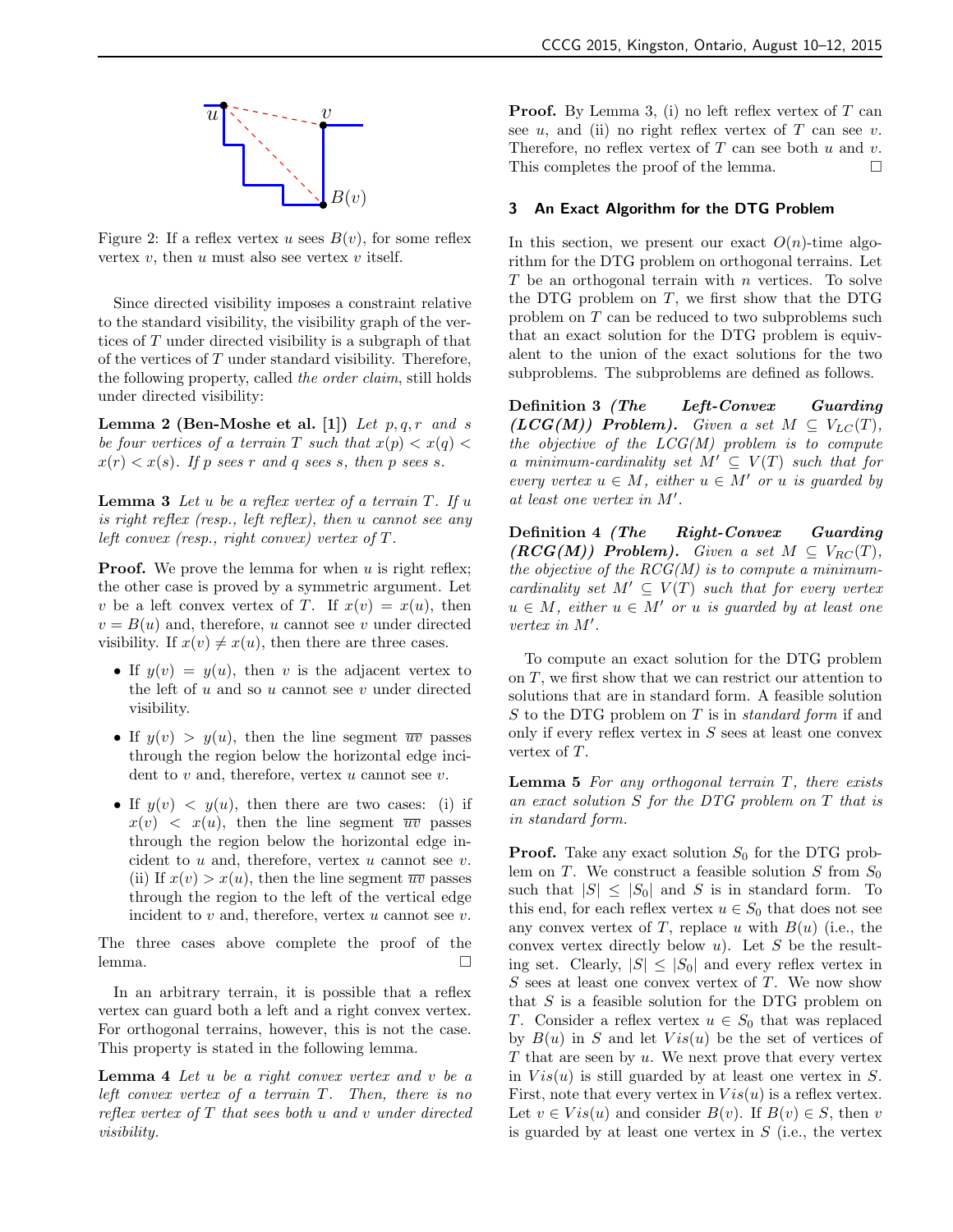Figure 2: If a reflex vertex $u$ sees $B(v)$, for some reflex vertex $v$, then $u$ must also see vertex $v$ itself.

Since directed visibility imposes a constraint relative to the standard visibility, the visibility graph of the vertices of $T$ under directed visibility is a subgraph of that of the vertices of $T$ under standard visibility. Therefore, the following property, called *the order claim*, still holds under directed visibility:

**Lemma 2 (Ben-Moshe et al. [1])** *Let $p, q, r$ and $s$ be four vertices of a terrain $T$ such that $x(p) < x(q) < x(r) < x(s)$. If $p$ sees $r$ and $q$ sees $s$, then $p$ sees $s$.*

**Lemma 3** *Let $u$ be a reflex vertex of a terrain $T$. If $u$ is right reflex (resp., left reflex), then $u$ cannot see any left convex (resp., right convex) vertex of $T$.*

**Proof.** We prove the lemma for when $u$ is right reflex; the other case is proved by a symmetric argument. Let $v$ be a left convex vertex of $T$. If $x(v) = x(u)$, then $v = B(u)$ and, therefore, $u$ cannot see $v$ under directed visibility. If $x(v) \neq x(u)$, then there are three cases.

- If $y(v) = y(u)$, then $v$ is the adjacent vertex to the left of $u$ and so $u$ cannot see $v$ under directed visibility.
- If $y(v) > y(u)$, then the line segment $\overline{uv}$ passes through the region below the horizontal edge incident to $v$ and, therefore, vertex $u$ cannot see $v$.
- If $y(v) < y(u)$, then there are two cases: (i) if $x(v) < x(u)$, then the line segment $\overline{uv}$ passes through the region below the horizontal edge incident to $u$ and, therefore, vertex $u$ cannot see $v$. (ii) If $x(v) > x(u)$, then the line segment $\overline{uv}$ passes through the region to the left of the vertical edge incident to $v$ and, therefore, vertex $u$ cannot see $v$.

The three cases above complete the proof of the lemma. □

In an arbitrary terrain, it is possible that a reflex vertex can guard both a left and a right convex vertex. For orthogonal terrains, however, this is not the case. This property is stated in the following lemma.

**Lemma 4** *Let $u$ be a right convex vertex and $v$ be a left convex vertex of a terrain $T$. Then, there is no reflex vertex of $T$ that sees both $u$ and $v$ under directed visibility.*

**Proof.** By Lemma 3, (i) no left reflex vertex of $T$ can see $u$, and (ii) no right reflex vertex of $T$ can see $v$. Therefore, no reflex vertex of $T$ can see both $u$ and $v$. This completes the proof of the lemma. □

## 3 An Exact Algorithm for the DTG Problem

In this section, we present our exact $O(n)$-time algorithm for the DTG problem on orthogonal terrains. Let $T$ be an orthogonal terrain with $n$ vertices. To solve the DTG problem on $T$, we first show that the DTG problem on $T$ can be reduced to two subproblems such that an exact solution for the DTG problem is equivalent to the union of the exact solutions for the two subproblems. The subproblems are defined as follows.

**Definition 3** ***(The Left-Convex Guarding (LCG(M)) Problem).*** *Given a set $M \subseteq V_{LC}(T)$, the objective of the LCG(M) problem is to compute a minimum-cardinality set $M' \subseteq V(T)$ such that for every vertex $u \in M$, either $u \in M'$ or $u$ is guarded by at least one vertex in $M'$.*

**Definition 4** ***(The Right-Convex Guarding (RCG(M)) Problem).*** *Given a set $M \subseteq V_{RC}(T)$, the objective of the RCG(M) is to compute a minimum-cardinality set $M' \subseteq V(T)$ such that for every vertex $u \in M$, either $u \in M'$ or $u$ is guarded by at least one vertex in $M'$.*

To compute an exact solution for the DTG problem on $T$, we first show that we can restrict our attention to solutions that are in standard form. A feasible solution $S$ to the DTG problem on $T$ is in *standard form* if and only if every reflex vertex in $S$ sees at least one convex vertex of $T$.

**Lemma 5** *For any orthogonal terrain $T$, there exists an exact solution $S$ for the DTG problem on $T$ that is in standard form.*

**Proof.** Take any exact solution $S_0$ for the DTG problem on $T$. We construct a feasible solution $S$ from $S_0$ such that $|S| \leq |S_0|$ and $S$ is in standard form. To this end, for each reflex vertex $u \in S_0$ that does not see any convex vertex of $T$, replace $u$ with $B(u)$ (i.e., the convex vertex directly below $u$). Let $S$ be the resulting set. Clearly, $|S| \leq |S_0|$ and every reflex vertex in $S$ sees at least one convex vertex of $T$. We now show that $S$ is a feasible solution for the DTG problem on $T$. Consider a reflex vertex $u \in S_0$ that was replaced by $B(u)$ in $S$ and let $Vis(u)$ be the set of vertices of $T$ that are seen by $u$. We next prove that every vertex in $Vis(u)$ is still guarded by at least one vertex in $S$. First, note that every vertex in $Vis(u)$ is a reflex vertex. Let $v \in Vis(u)$ and consider $B(v)$. If $B(v) \in S$, then $v$ is guarded by at least one vertex in $S$ (i.e., the vertex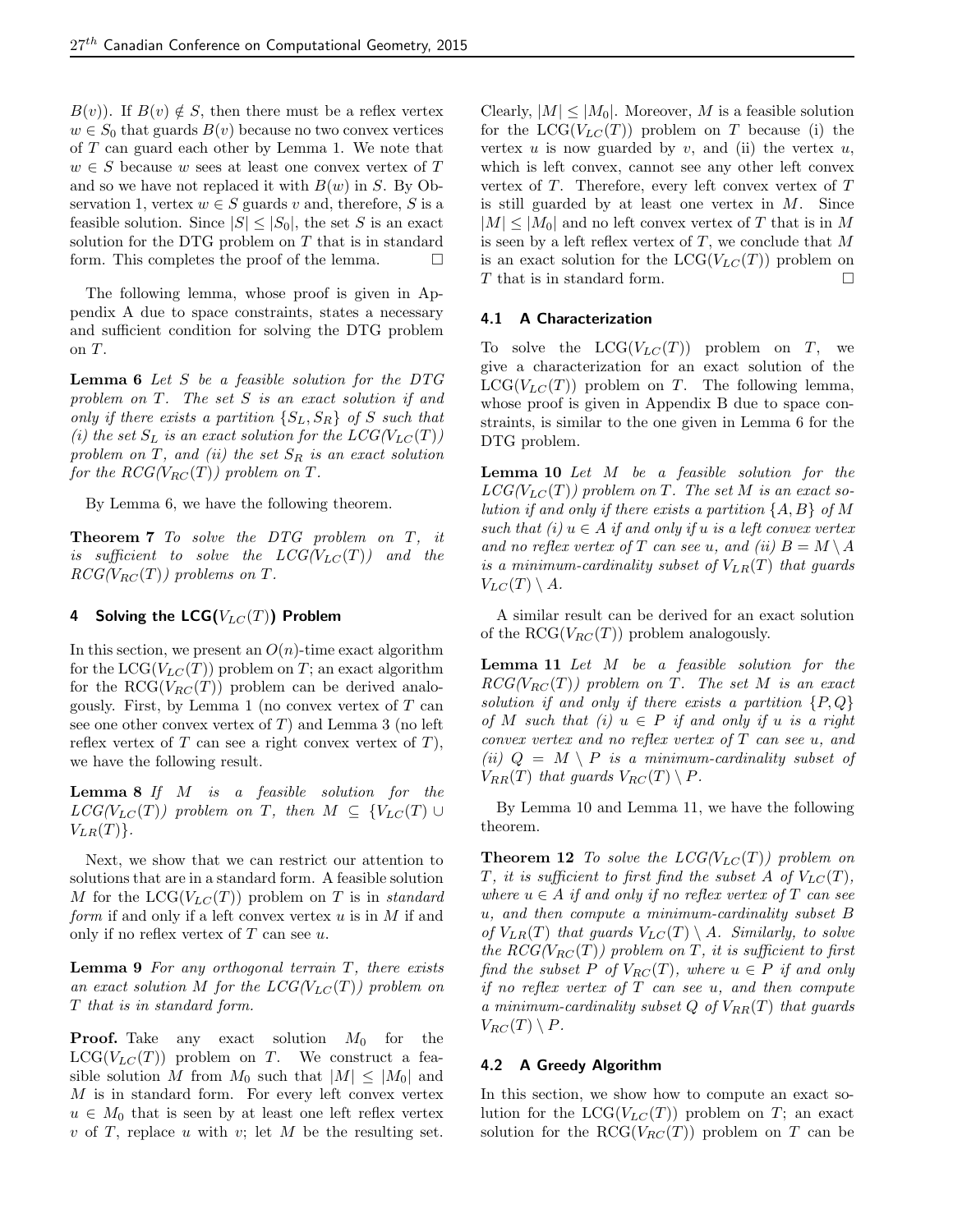$B(v)$). If $B(v) \notin S$, then there must be a reflex vertex $w \in S_0$ that guards $B(v)$ because no two convex vertices of $T$ can guard each other by Lemma 1. We note that $w \in S$ because $w$ sees at least one convex vertex of $T$ and so we have not replaced it with $B(w)$ in $S$. By Observation 1, vertex $w \in S$ guards $v$ and, therefore, $S$ is a feasible solution. Since $|S| \leq |S_0|$, the set $S$ is an exact solution for the DTG problem on $T$ that is in standard form. This completes the proof of the lemma. □

The following lemma, whose proof is given in Appendix A due to space constraints, states a necessary and sufficient condition for solving the DTG problem on $T$.

**Lemma 6** *Let $S$ be a feasible solution for the DTG problem on $T$. The set $S$ is an exact solution if and only if there exists a partition $\{S_L, S_R\}$ of $S$ such that (i) the set $S_L$ is an exact solution for the LCG($V_{LC}(T)$) problem on $T$, and (ii) the set $S_R$ is an exact solution for the RCG($V_{RC}(T)$) problem on $T$.*

By Lemma 6, we have the following theorem.

**Theorem 7** *To solve the DTG problem on $T$, it is sufficient to solve the LCG($V_{LC}(T)$) and the RCG($V_{RC}(T)$) problems on $T$.*

## 4 Solving the LCG($V_{LC}(T)$) Problem

In this section, we present an $O(n)$-time exact algorithm for the LCG($V_{LC}(T)$) problem on $T$; an exact algorithm for the RCG($V_{RC}(T)$) problem can be derived analogously. First, by Lemma 1 (no convex vertex of $T$ can see one other convex vertex of $T$) and Lemma 3 (no left reflex vertex of $T$ can see a right convex vertex of $T$), we have the following result.

**Lemma 8** *If $M$ is a feasible solution for the LCG($V_{LC}(T)$) problem on $T$, then $M \subseteq \{V_{LC}(T) \cup V_{LR}(T)\}$.*

Next, we show that we can restrict our attention to solutions that are in a standard form. A feasible solution $M$ for the LCG($V_{LC}(T)$) problem on $T$ is in *standard form* if and only if a left convex vertex $u$ is in $M$ if and only if no reflex vertex of $T$ can see $u$.

**Lemma 9** *For any orthogonal terrain $T$, there exists an exact solution $M$ for the LCG($V_{LC}(T)$) problem on $T$ that is in standard form.*

**Proof.** Take any exact solution $M_0$ for the LCG($V_{LC}(T)$) problem on $T$. We construct a feasible solution $M$ from $M_0$ such that $|M| \leq |M_0|$ and $M$ is in standard form. For every left convex vertex $u \in M_0$ that is seen by at least one left reflex vertex $v$ of $T$, replace $u$ with $v$; let $M$ be the resulting set. Clearly, $|M| \leq |M_0|$. Moreover, $M$ is a feasible solution for the LCG($V_{LC}(T)$) problem on $T$ because (i) the vertex $u$ is now guarded by $v$, and (ii) the vertex $u$, which is left convex, cannot see any other left convex vertex of $T$. Therefore, every left convex vertex of $T$ is still guarded by at least one vertex in $M$. Since $|M| \leq |M_0|$ and no left convex vertex of $T$ that is in $M$ is seen by a left reflex vertex of $T$, we conclude that $M$ is an exact solution for the LCG($V_{LC}(T)$) problem on $T$ that is in standard form. □

### 4.1 A Characterization

To solve the LCG($V_{LC}(T)$) problem on $T$, we give a characterization for an exact solution of the LCG($V_{LC}(T)$) problem on $T$. The following lemma, whose proof is given in Appendix B due to space constraints, is similar to the one given in Lemma 6 for the DTG problem.

**Lemma 10** *Let $M$ be a feasible solution for the LCG($V_{LC}(T)$) problem on $T$. The set $M$ is an exact solution if and only if there exists a partition $\{A, B\}$ of $M$ such that (i) $u \in A$ if and only if $u$ is a left convex vertex and no reflex vertex of $T$ can see $u$, and (ii) $B = M \setminus A$ is a minimum-cardinality subset of $V_{LR}(T)$ that guards $V_{LC}(T) \setminus A$.*

A similar result can be derived for an exact solution of the RCG($V_{RC}(T)$) problem analogously.

**Lemma 11** *Let $M$ be a feasible solution for the RCG($V_{RC}(T)$) problem on $T$. The set $M$ is an exact solution if and only if there exists a partition $\{P, Q\}$ of $M$ such that (i) $u \in P$ if and only if $u$ is a right convex vertex and no reflex vertex of $T$ can see $u$, and (ii) $Q = M \setminus P$ is a minimum-cardinality subset of $V_{RR}(T)$ that guards $V_{RC}(T) \setminus P$.*

By Lemma 10 and Lemma 11, we have the following theorem.

**Theorem 12** *To solve the LCG($V_{LC}(T)$) problem on $T$, it is sufficient to first find the subset $A$ of $V_{LC}(T)$, where $u \in A$ if and only if no reflex vertex of $T$ can see $u$, and then compute a minimum-cardinality subset $B$ of $V_{LR}(T)$ that guards $V_{LC}(T) \setminus A$. Similarly, to solve the RCG($V_{RC}(T)$) problem on $T$, it is sufficient to first find the subset $P$ of $V_{RC}(T)$, where $u \in P$ if and only if no reflex vertex of $T$ can see $u$, and then compute a minimum-cardinality subset $Q$ of $V_{RR}(T)$ that guards $V_{RC}(T) \setminus P$.*

### 4.2 A Greedy Algorithm

In this section, we show how to compute an exact solution for the LCG($V_{LC}(T)$) problem on $T$; an exact solution for the RCG($V_{RC}(T)$) problem on $T$ can be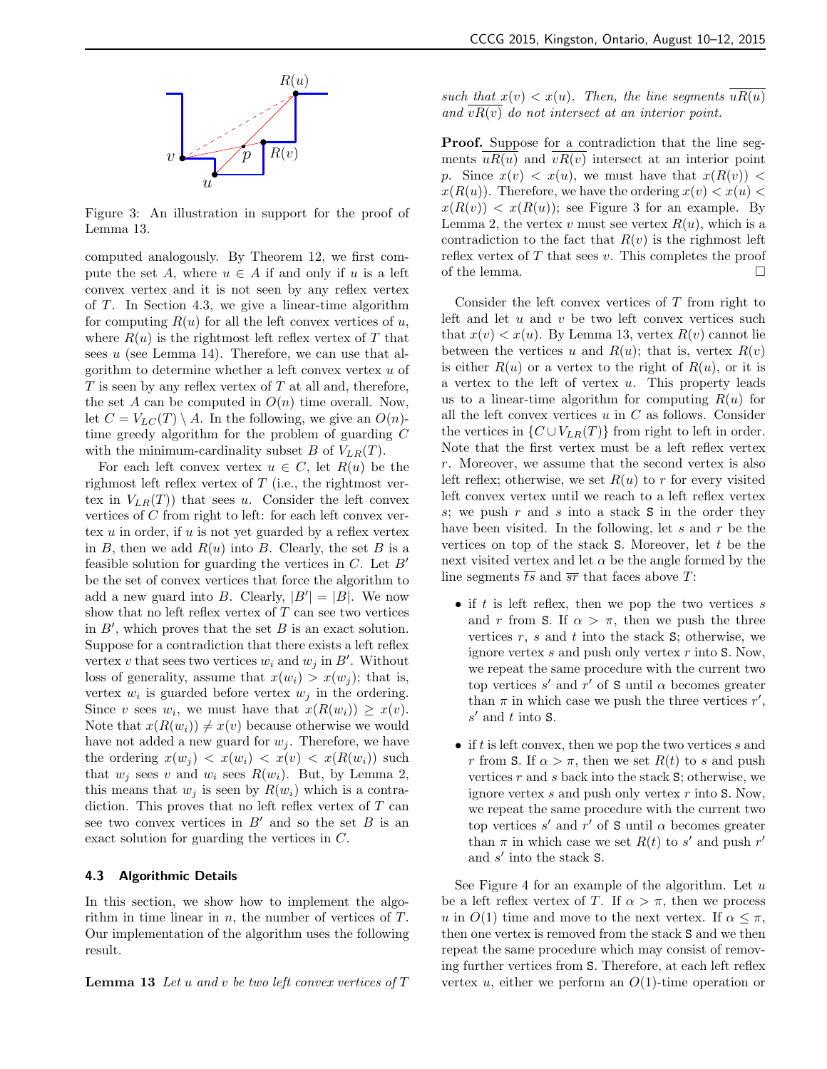Figure 3: An illustration in support for the proof of Lemma 13.

computed analogously. By Theorem 12, we first compute the set $A$, where $u \in A$ if and only if $u$ is a left convex vertex and it is not seen by any reflex vertex of $T$. In Section 4.3, we give a linear-time algorithm for computing $R(u)$ for all the left convex vertices of $u$, where $R(u)$ is the rightmost left reflex vertex of $T$ that sees $u$ (see Lemma 14). Therefore, we can use that algorithm to determine whether a left convex vertex $u$ of $T$ is seen by any reflex vertex of $T$ at all and, therefore, the set $A$ can be computed in $O(n)$ time overall. Now, let $C = V_{LC}(T) \setminus A$. In the following, we give an $O(n)$-time greedy algorithm for the problem of guarding $C$ with the minimum-cardinality subset $B$ of $V_{LR}(T)$.

For each left convex vertex $u \in C$, let $R(u)$ be the righmost left reflex vertex of $T$ (i.e., the rightmost vertex in $V_{LR}(T)$) that sees $u$. Consider the left convex vertices of $C$ from right to left: for each left convex vertex $u$ in order, if $u$ is not yet guarded by a reflex vertex in $B$, then we add $R(u)$ into $B$. Clearly, the set $B$ is a feasible solution for guarding the vertices in $C$. Let $B'$ be the set of convex vertices that force the algorithm to add a new guard into $B$. Clearly, $|B'| = |B|$. We now show that no left reflex vertex of $T$ can see two vertices in $B'$, which proves that the set $B$ is an exact solution. Suppose for a contradiction that there exists a left reflex vertex $v$ that sees two vertices $w_i$ and $w_j$ in $B'$. Without loss of generality, assume that $x(w_i) > x(w_j)$; that is, vertex $w_i$ is guarded before vertex $w_j$ in the ordering. Since $v$ sees $w_i$, we must have that $x(R(w_i)) \geq x(v)$. Note that $x(R(w_i)) \neq x(v)$ because otherwise we would have not added a new guard for $w_j$. Therefore, we have the ordering $x(w_j) < x(w_i) < x(v) < x(R(w_i))$ such that $w_j$ sees $v$ and $w_i$ sees $R(w_i)$. But, by Lemma 2, this means that $w_j$ is seen by $R(w_i)$ which is a contradiction. This proves that no left reflex vertex of $T$ can see two convex vertices in $B'$ and so the set $B$ is an exact solution for guarding the vertices in $C$.

### 4.3 Algorithmic Details

In this section, we show how to implement the algorithm in time linear in $n$, the number of vertices of $T$. Our implementation of the algorithm uses the following result.

**Lemma 13** *Let $u$ and $v$ be two left convex vertices of $T$ such that $x(v) < x(u)$. Then, the line segments $\overline{uR(u)}$ and $\overline{vR(v)}$ do not intersect at an interior point.*

**Proof.** Suppose for a contradiction that the line segments $\overline{uR(u)}$ and $\overline{vR(v)}$ intersect at an interior point $p$. Since $x(v) < x(u)$, we must have that $x(R(v)) < x(R(u))$. Therefore, we have the ordering $x(v) < x(u) < x(R(v)) < x(R(u))$; see Figure 3 for an example. By Lemma 2, the vertex $v$ must see vertex $R(u)$, which is a contradiction to the fact that $R(v)$ is the righmost left reflex vertex of $T$ that sees $v$. This completes the proof of the lemma. □

Consider the left convex vertices of $T$ from right to left and let $u$ and $v$ be two left convex vertices such that $x(v) < x(u)$. By Lemma 13, vertex $R(v)$ cannot lie between the vertices $u$ and $R(u)$; that is, vertex $R(v)$ is either $R(u)$ or a vertex to the right of $R(u)$, or it is a vertex to the left of vertex $u$. This property leads us to a linear-time algorithm for computing $R(u)$ for all the left convex vertices $u$ in $C$ as follows. Consider the vertices in $\{C \cup V_{LR}(T)\}$ from right to left in order. Note that the first vertex must be a left reflex vertex $r$. Moreover, we assume that the second vertex is also left reflex; otherwise, we set $R(u)$ to $r$ for every visited left convex vertex until we reach to a left reflex vertex $s$; we push $r$ and $s$ into a stack S in the order they have been visited. In the following, let $s$ and $r$ be the vertices on top of the stack S. Moreover, let $t$ be the next visited vertex and let $\alpha$ be the angle formed by the line segments $\overline{ts}$ and $\overline{sr}$ that faces above $T$:

- if $t$ is left reflex, then we pop the two vertices $s$ and $r$ from S. If $\alpha > \pi$, then we push the three vertices $r$, $s$ and $t$ into the stack S; otherwise, we ignore vertex $s$ and push only vertex $r$ into S. Now, we repeat the same procedure with the current two top vertices $s'$ and $r'$ of S until $\alpha$ becomes greater than $\pi$ in which case we push the three vertices $r'$, $s'$ and $t$ into S.

- if $t$ is left convex, then we pop the two vertices $s$ and $r$ from S. If $\alpha > \pi$, then we set $R(t)$ to $s$ and push vertices $r$ and $s$ back into the stack S; otherwise, we ignore vertex $s$ and push only vertex $r$ into S. Now, we repeat the same procedure with the current two top vertices $s'$ and $r'$ of S until $\alpha$ becomes greater than $\pi$ in which case we set $R(t)$ to $s'$ and push $r'$ and $s'$ into the stack S.

See Figure 4 for an example of the algorithm. Let $u$ be a left reflex vertex of $T$. If $\alpha > \pi$, then we process $u$ in $O(1)$ time and move to the next vertex. If $\alpha \leq \pi$, then one vertex is removed from the stack S and we then repeat the same procedure which may consist of removing further vertices from S. Therefore, at each left reflex vertex $u$, either we perform an $O(1)$-time operation or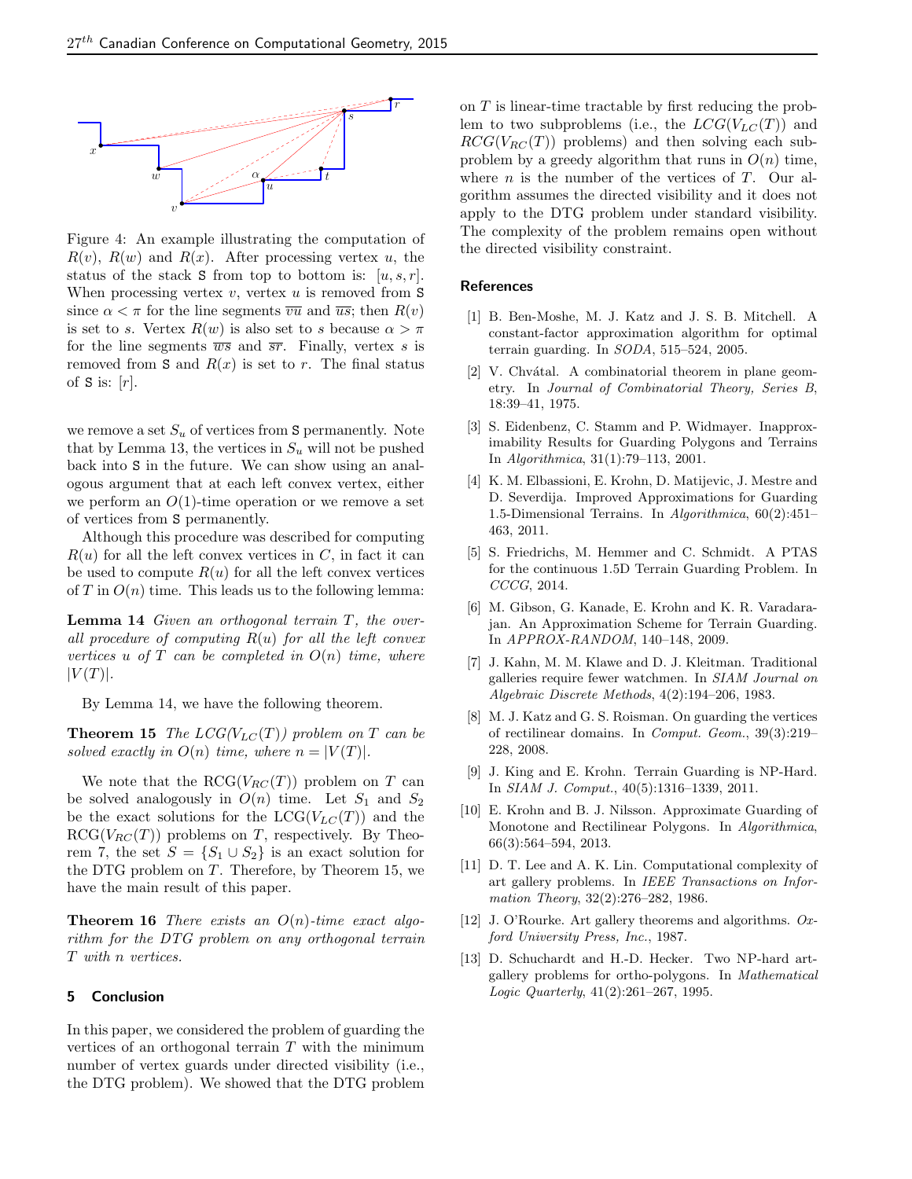Figure 4: An example illustrating the computation of $R(v)$, $R(w)$ and $R(x)$. After processing vertex $u$, the status of the stack S from top to bottom is: $[u, s, r]$. When processing vertex $v$, vertex $u$ is removed from S since $\alpha < \pi$ for the line segments $\overline{vu}$ and $\overline{us}$; then $R(v)$ is set to $s$. Vertex $R(w)$ is also set to $s$ because $\alpha > \pi$ for the line segments $\overline{ws}$ and $\overline{sr}$. Finally, vertex $s$ is removed from S and $R(x)$ is set to $r$. The final status of S is: $[r]$.

we remove a set $S_u$ of vertices from S permanently. Note that by Lemma 13, the vertices in $S_u$ will not be pushed back into S in the future. We can show using an analogous argument that at each left convex vertex, either we perform an $O(1)$-time operation or we remove a set of vertices from S permanently.

Although this procedure was described for computing $R(u)$ for all the left convex vertices in $C$, in fact it can be used to compute $R(u)$ for all the left convex vertices of $T$ in $O(n)$ time. This leads us to the following lemma:

**Lemma 14** *Given an orthogonal terrain $T$, the overall procedure of computing $R(u)$ for all the left convex vertices $u$ of $T$ can be completed in $O(n)$ time, where $|V(T)|$.*

By Lemma 14, we have the following theorem.

**Theorem 15** *The $LCG(V_{LC}(T))$ problem on $T$ can be solved exactly in $O(n)$ time, where $n = |V(T)|$.*

We note that the $\mathrm{RCG}(V_{RC}(T))$ problem on $T$ can be solved analogously in $O(n)$ time. Let $S_1$ and $S_2$ be the exact solutions for the $\mathrm{LCG}(V_{LC}(T))$ and the $\mathrm{RCG}(V_{RC}(T))$ problems on $T$, respectively. By Theorem 7, the set $S = \{S_1 \cup S_2\}$ is an exact solution for the DTG problem on $T$. Therefore, by Theorem 15, we have the main result of this paper.

**Theorem 16** *There exists an $O(n)$-time exact algorithm for the DTG problem on any orthogonal terrain $T$ with $n$ vertices.*

## 5 Conclusion

In this paper, we considered the problem of guarding the vertices of an orthogonal terrain $T$ with the minimum number of vertex guards under directed visibility (i.e., the DTG problem). We showed that the DTG problem on $T$ is linear-time tractable by first reducing the problem to two subproblems (i.e., the $LCG(V_{LC}(T))$ and $RCG(V_{RC}(T))$ problems) and then solving each subproblem by a greedy algorithm that runs in $O(n)$ time, where $n$ is the number of the vertices of $T$. Our algorithm assumes the directed visibility and it does not apply to the DTG problem under standard visibility. The complexity of the problem remains open without the directed visibility constraint.

## References

[1] B. Ben-Moshe, M. J. Katz and J. S. B. Mitchell. A constant-factor approximation algorithm for optimal terrain guarding. In *SODA*, 515–524, 2005.

[2] V. Chvátal. A combinatorial theorem in plane geometry. In *Journal of Combinatorial Theory, Series B*, 18:39–41, 1975.

[3] S. Eidenbenz, C. Stamm and P. Widmayer. Inapproximability Results for Guarding Polygons and Terrains In *Algorithmica*, 31(1):79–113, 2001.

[4] K. M. Elbassioni, E. Krohn, D. Matijevic, J. Mestre and D. Severdija. Improved Approximations for Guarding 1.5-Dimensional Terrains. In *Algorithmica*, 60(2):451–463, 2011.

[5] S. Friedrichs, M. Hemmer and C. Schmidt. A PTAS for the continuous 1.5D Terrain Guarding Problem. In *CCCG*, 2014.

[6] M. Gibson, G. Kanade, E. Krohn and K. R. Varadarajan. An Approximation Scheme for Terrain Guarding. In *APPROX-RANDOM*, 140–148, 2009.

[7] J. Kahn, M. M. Klawe and D. J. Kleitman. Traditional galleries require fewer watchmen. In *SIAM Journal on Algebraic Discrete Methods*, 4(2):194–206, 1983.

[8] M. J. Katz and G. S. Roisman. On guarding the vertices of rectilinear domains. In *Comput. Geom.*, 39(3):219–228, 2008.

[9] J. King and E. Krohn. Terrain Guarding is NP-Hard. In *SIAM J. Comput.*, 40(5):1316–1339, 2011.

[10] E. Krohn and B. J. Nilsson. Approximate Guarding of Monotone and Rectilinear Polygons. In *Algorithmica*, 66(3):564–594, 2013.

[11] D. T. Lee and A. K. Lin. Computational complexity of art gallery problems. In *IEEE Transactions on Information Theory*, 32(2):276–282, 1986.

[12] J. O'Rourke. Art gallery theorems and algorithms. *Oxford University Press, Inc.*, 1987.

[13] D. Schuchardt and H.-D. Hecker. Two NP-hard art-gallery problems for ortho-polygons. In *Mathematical Logic Quarterly*, 41(2):261–267, 1995.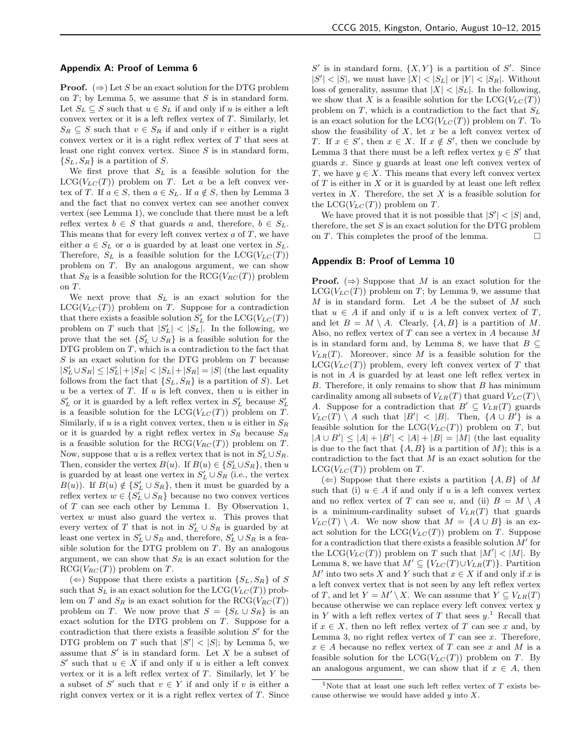### Appendix A: Proof of Lemma 6

**Proof.** ($\Rightarrow$) Let $S$ be an exact solution for the DTG problem on $T$; by Lemma 5, we assume that $S$ is in standard form. Let $S_L \subseteq S$ such that $u \in S_L$ if and only if $u$ is either a left convex vertex or it is a left reflex vertex of $T$. Similarly, let $S_R \subseteq S$ such that $v \in S_R$ if and only if $v$ either is a right convex vertex or it is a right reflex vertex of $T$ that sees at least one right convex vertex. Since $S$ is in standard form, $\{S_L, S_R\}$ is a partition of $S$.

We first prove that $S_L$ is a feasible solution for the $\mathrm{LCG}(V_{LC}(T))$ problem on $T$. Let $a$ be a left convex vertex of $T$. If $a \in S$, then $a \in S_L$. If $a \notin S$, then by Lemma 3 and the fact that no convex vertex can see another convex vertex (see Lemma 1), we conclude that there must be a left reflex vertex $b \in S$ that guards $a$ and, therefore, $b \in S_L$. This means that for every left convex vertex $a$ of $T$, we have either $a \in S_L$ or $a$ is guarded by at least one vertex in $S_L$. Therefore, $S_L$ is a feasible solution for the $\mathrm{LCG}(V_{LC}(T))$ problem on $T$. By an analogous argument, we can show that $S_R$ is a feasible solution for the $\mathrm{RCG}(V_{RC}(T))$ problem on $T$.

We next prove that $S_L$ is an exact solution for the $\mathrm{LCG}(V_{LC}(T))$ problem on $T$. Suppose for a contradiction that there exists a feasible solution $S'_L$ for the $\mathrm{LCG}(V_{LC}(T))$ problem on $T$ such that $|S'_L| < |S_L|$. In the following, we prove that the set $\{S'_L \cup S_R\}$ is a feasible solution for the DTG problem on $T$, which is a contradiction to the fact that $S$ is an exact solution for the DTG problem on $T$ because $|S'_L \cup S_R| \leq |S'_L| + |S_R| < |S_L| + |S_R| = |S|$ (the last equality follows from the fact that $\{S_L, S_R\}$ is a partition of $S$). Let $u$ be a vertex of $T$. If $u$ is left convex, then $u$ is either in $S'_L$ or it is guarded by a left reflex vertex in $S'_L$ because $S'_L$ is a feasible solution for the $\mathrm{LCG}(V_{LC}(T))$ problem on $T$. Similarly, if $u$ is a right convex vertex, then $u$ is either in $S_R$ or it is guarded by a right reflex vertex in $S_R$ because $S_R$ is a feasible solution for the $\mathrm{RCG}(V_{RC}(T))$ problem on $T$. Now, suppose that $u$ is a reflex vertex that is not in $S'_L \cup S_R$. Then, consider the vertex $B(u)$. If $B(u) \in \{S'_L \cup S_R\}$, then $u$ is guarded by at least one vertex in $S'_L \cup S_R$ (i.e., the vertex $B(u)$). If $B(u) \notin \{S'_L \cup S_R\}$, then it must be guarded by a reflex vertex $w \in \{S'_L \cup S_R\}$ because no two convex vertices of $T$ can see each other by Lemma 1. By Observation 1, vertex $w$ must also guard the vertex $u$. This proves that every vertex of $T$ that is not in $S'_L \cup S_R$ is guarded by at least one vertex in $S'_L \cup S_R$ and, therefore, $S'_L \cup S_R$ is a feasible solution for the DTG problem on $T$. By an analogous argument, we can show that $S_R$ is an exact solution for the $\mathrm{RCG}(V_{RC}(T))$ problem on $T$.

($\Leftarrow$) Suppose that there exists a partition $\{S_L, S_R\}$ of $S$ such that $S_L$ is an exact solution for the $\mathrm{LCG}(V_{LC}(T))$ problem on $T$ and $S_R$ is an exact solution for the $\mathrm{RCG}(V_{RC}(T))$ problem on $T$. We now prove that $S = \{S_L \cup S_R\}$ is an exact solution for the DTG problem on $T$. Suppose for a contradiction that there exists a feasible solution $S'$ for the DTG problem on $T$ such that $|S'| < |S|$; by Lemma 5, we assume that $S'$ is in standard form. Let $X$ be a subset of $S'$ such that $u \in X$ if and only if $u$ is either a left convex vertex or it is a left reflex vertex of $T$. Similarly, let $Y$ be a subset of $S'$ such that $v \in Y$ if and only if $v$ is either a right convex vertex or it is a right reflex vertex of $T$. Since $S'$ is in standard form, $\{X, Y\}$ is a partition of $S'$. Since $|S'| < |S|$, we must have $|X| < |S_L|$ or $|Y| < |S_R|$. Without loss of generality, assume that $|X| < |S_L|$. In the following, we show that $X$ is a feasible solution for the $\mathrm{LCG}(V_{LC}(T))$ problem on $T$, which is a contradiction to the fact that $S_L$ is an exact solution for the $\mathrm{LCG}(V_{LC}(T))$ problem on $T$. To show the feasibility of $X$, let $x$ be a left convex vertex of $T$. If $x \in S'$, then $x \in X$. If $x \notin S'$, then we conclude by Lemma 3 that there must be a left reflex vertex $y \in S'$ that guards $x$. Since $y$ guards at least one left convex vertex of $T$, we have $y \in X$. This means that every left convex vertex of $T$ is either in $X$ or it is guarded by at least one left reflex vertex in $X$. Therefore, the set $X$ is a feasible solution for the $\mathrm{LCG}(V_{LC}(T))$ problem on $T$.

We have proved that it is not possible that $|S'| < |S|$ and, therefore, the set $S$ is an exact solution for the DTG problem on $T$. This completes the proof of the lemma. □

### Appendix B: Proof of Lemma 10

**Proof.** ($\Rightarrow$) Suppose that $M$ is an exact solution for the $\mathrm{LCG}(V_{LC}(T))$ problem on $T$; by Lemma 9, we assume that $M$ is in standard form. Let $A$ be the subset of $M$ such that $u \in A$ if and only if $u$ is a left convex vertex of $T$, and let $B = M \setminus A$. Clearly, $\{A, B\}$ is a partition of $M$. Also, no reflex vertex of $T$ can see a vertex in $A$ because $M$ is in standard form and, by Lemma 8, we have that $B \subseteq V_{LR}(T)$. Moreover, since $M$ is a feasible solution for the $\mathrm{LCG}(V_{LC}(T))$ problem, every left convex vertex of $T$ that is not in $A$ is guarded by at least one left reflex vertex in $B$. Therefore, it only remains to show that $B$ has minimum cardinality among all subsets of $V_{LR}(T)$ that guard $V_{LC}(T) \setminus A$. Suppose for a contradiction that $B' \subseteq V_{LR}(T)$ guards $V_{LC}(T) \setminus A$ such that $|B'| < |B|$. Then, $\{A \cup B'\}$ is a feasible solution for the $\mathrm{LCG}(V_{LC}(T))$ problem on $T$, but $|A \cup B'| \leq |A| + |B'| < |A| + |B| = |M|$ (the last equality is due to the fact that $\{A, B\}$ is a partition of $M$); this is a contradiction to the fact that $M$ is an exact solution for the $\mathrm{LCG}(V_{LC}(T))$ problem on $T$.

($\Leftarrow$) Suppose that there exists a partition $\{A, B\}$ of $M$ such that (i) $u \in A$ if and only if $u$ is a left convex vertex and no reflex vertex of $T$ can see $u$, and (ii) $B = M \setminus A$ is a minimum-cardinality subset of $V_{LR}(T)$ that guards $V_{LC}(T) \setminus A$. We now show that $M = \{A \cup B\}$ is an exact solution for the $\mathrm{LCG}(V_{LC}(T))$ problem on $T$. Suppose for a contradiction that there exists a feasible solution $M'$ for the $\mathrm{LCG}(V_{LC}(T))$ problem on $T$ such that $|M'| < |M|$. By Lemma 8, we have that $M' \subseteq \{V_{LC}(T) \cup V_{LR}(T)\}$. Partition $M'$ into two sets $X$ and $Y$ such that $x \in X$ if and only if $x$ is a left convex vertex that is not seen by any left reflex vertex of $T$, and let $Y = M' \setminus X$. We can assume that $Y \subseteq V_{LR}(T)$ because otherwise we can replace every left convex vertex $y$ in $Y$ with a left reflex vertex of $T$ that sees $y$.[1] Recall that if $x \in X$, then no left reflex vertex of $T$ can see $x$ and, by Lemma 3, no right reflex vertex of $T$ can see $x$. Therefore, $x \in A$ because no reflex vertex of $T$ can see $x$ and $M$ is a feasible solution for the $\mathrm{LCG}(V_{LC}(T))$ problem on $T$. By an analogous argument, we can show that if $x \in A$, then

[1] Note that at least one such left reflex vertex of $T$ exists because otherwise we would have added $y$ into $X$.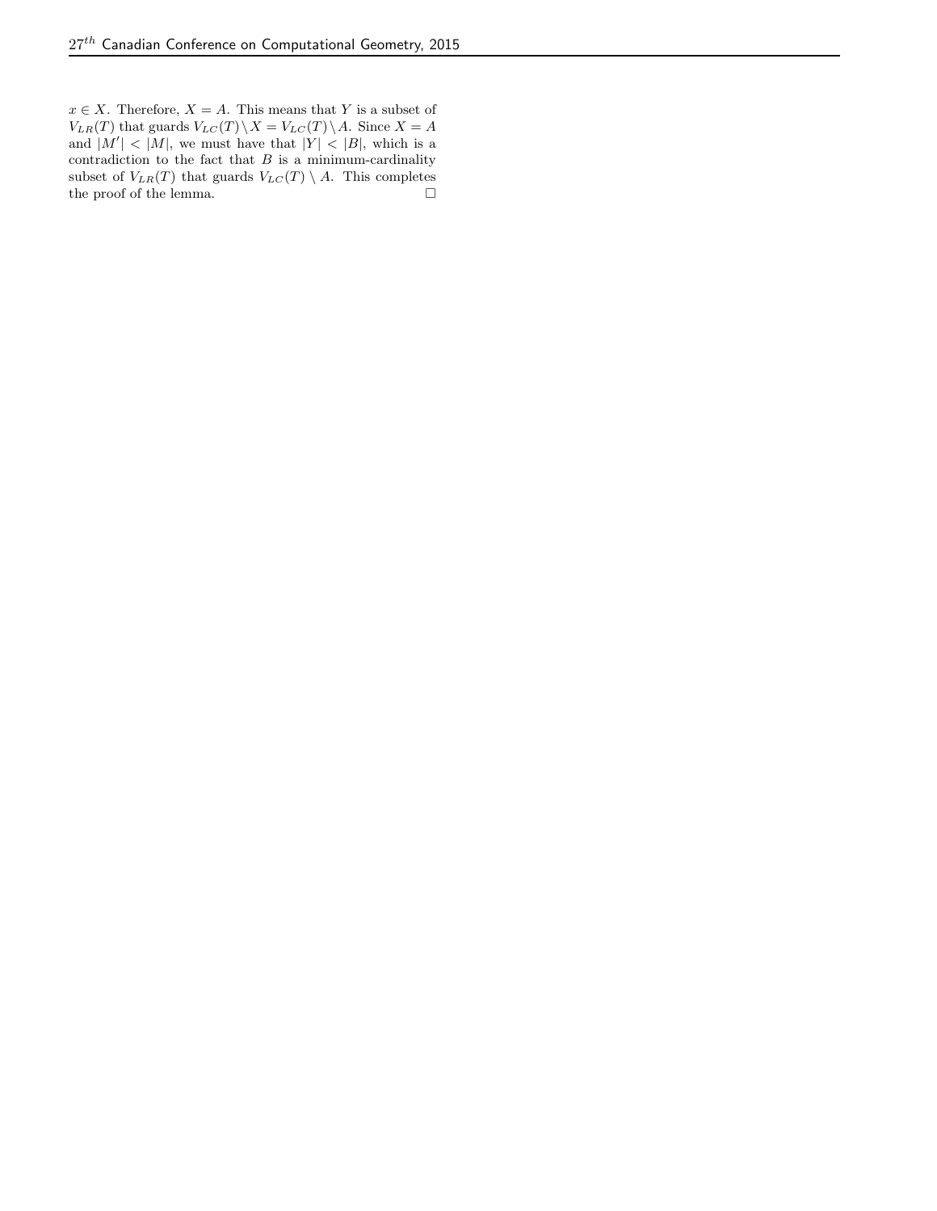$x \in X$. Therefore, $X = A$. This means that $Y$ is a subset of $V_{LR}(T)$ that guards $V_{LC}(T) \setminus X = V_{LC}(T) \setminus A$. Since $X = A$ and $|M'| < |M|$, we must have that $|Y| < |B|$, which is a contradiction to the fact that $B$ is a minimum-cardinality subset of $V_{LR}(T)$ that guards $V_{LC}(T) \setminus A$. This completes the proof of the lemma. $\square$